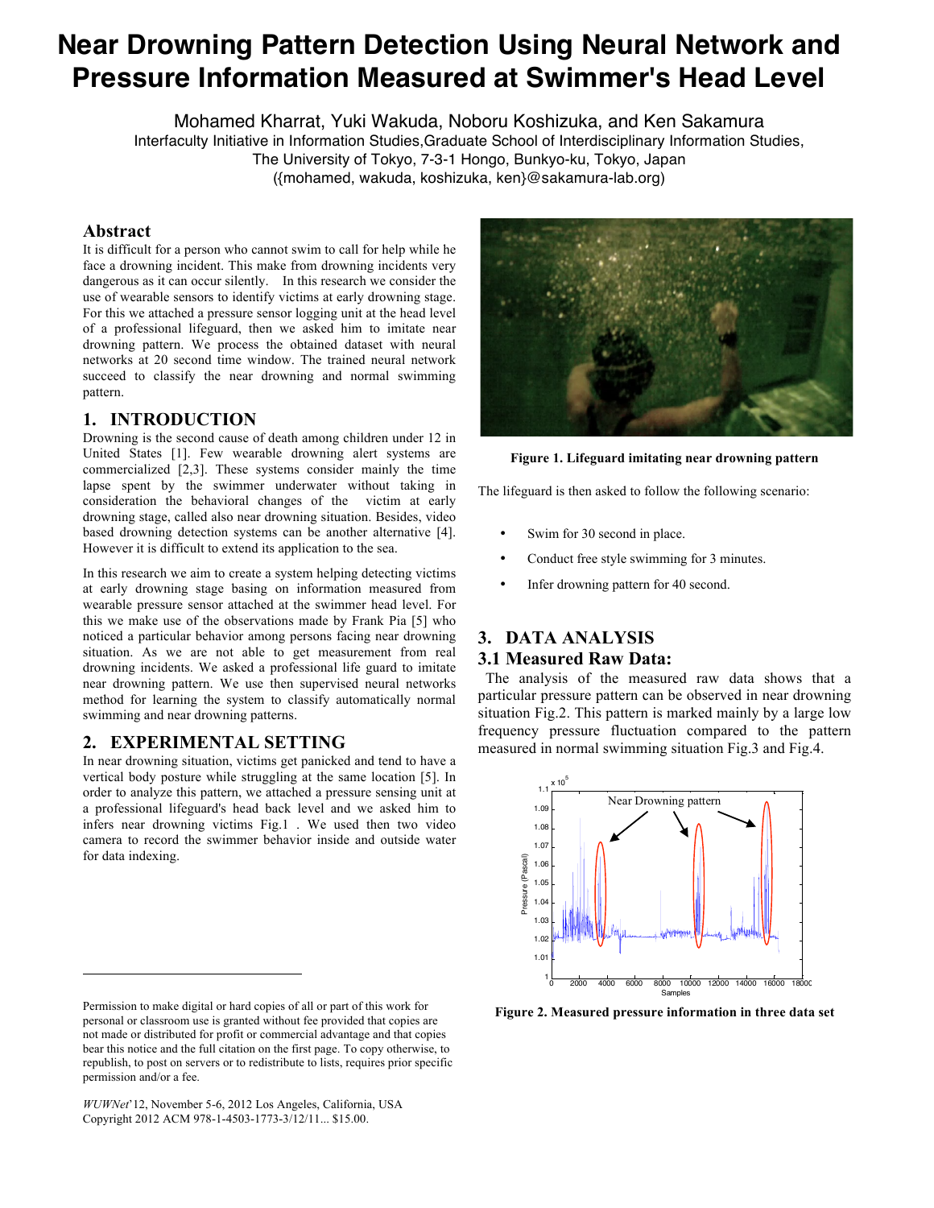# Near Drowning Pattern Detection Using Neural Network and Pressure Information Measured at Swimmer's Head Level

Mohamed Kharrat, Yuki Wakuda, Noboru Koshizuka, and Ken Sakamura

Interfaculty Initiative in Information Studies,Graduate School of Interdisciplinary Information Studies, The University of Tokyo, 7-3-1 Hongo, Bunkyo-ku, Tokyo, Japan

({mohamed, wakuda, koshizuka, ken}@sakamura-lab.org)

## Abstract

It is difficult for a person who cannot swim to call for help while he face a drowning incident. This make from drowning incidents very dangerous as it can occur silently. In this research we consider the use of wearable sensors to identify victims at early drowning stage. For this we attached a pressure sensor logging unit at the head level of a professional lifeguard, then we asked him to imitate near drowning pattern. We process the obtained dataset with neural networks at 20 second time window. The trained neural network succeed to classify the near drowning and normal swimming pattern.

## 1. INTRODUCTION

Drowning is the second cause of death among children under 12 in United States [1]. Few wearable drowning alert systems are commercialized [2,3]. These systems consider mainly the time lapse spent by the swimmer underwater without taking in consideration the behavioral changes of the victim at early drowning stage, called also near drowning situation. Besides, video based drowning detection systems can be another alternative [4]. However it is difficult to extend its application to the sea.

In this research we aim to create a system helping detecting victims at early drowning stage basing on information measured from wearable pressure sensor attached at the swimmer head level. For this we make use of the observations made by Frank Pia [5] who noticed a particular behavior among persons facing near drowning situation. As we are not able to get measurement from real drowning incidents. We asked a professional life guard to imitate near drowning pattern. We use then supervised neural networks method for learning the system to classify automatically normal swimming and near drowning patterns.

## 2. EXPERIMENTAL SETTING

In near drowning situation, victims get panicked and tend to have a vertical body posture while struggling at the same location [5]. In order to analyze this pattern, we attached a pressure sensing unit at a professional lifeguard's head back level and we asked him to infers near drowning victims Fig.1 . We used then two video camera to record the swimmer behavior inside and outside water for data indexing.

Figure 1. Lifeguard imitating near drowning pattern

The lifeguard is then asked to follow the following scenario:

- Swim for 30 second in place.
- Conduct free style swimming for 3 minutes.
- Infer drowning pattern for 40 second.

## 3. DATA ANALYSIS

### 3.1 Measured Raw Data:

The analysis of the measured raw data shows that a particular pressure pattern can be observed in near drowning situation Fig.2. This pattern is marked mainly by a large low frequency pressure fluctuation compared to the pattern measured in normal swimming situation Fig.3 and Fig.4.

x 10^5

Near Drowning pattern

Pressure (Pascal)

1.1
1.09
1.08
1.07
1.06
1.05
1.04
1.03
1.02
1.01
1

0 2000 4000 6000 8000 10000 12000 14000 16000 18000

Samples

Figure 2. Measured pressure information in three data set

Permission to make digital or hard copies of all or part of this work for personal or classroom use is granted without fee provided that copies are not made or distributed for profit or commercial advantage and that copies bear this notice and the full citation on the first page. To copy otherwise, to republish, to post on servers or to redistribute to lists, requires prior specific permission and/or a fee.

*WUWNet*'12, November 5-6, 2012 Los Angeles, California, USA
Copyright 2012 ACM 978-1-4503-1773-3/12/11... $15.00.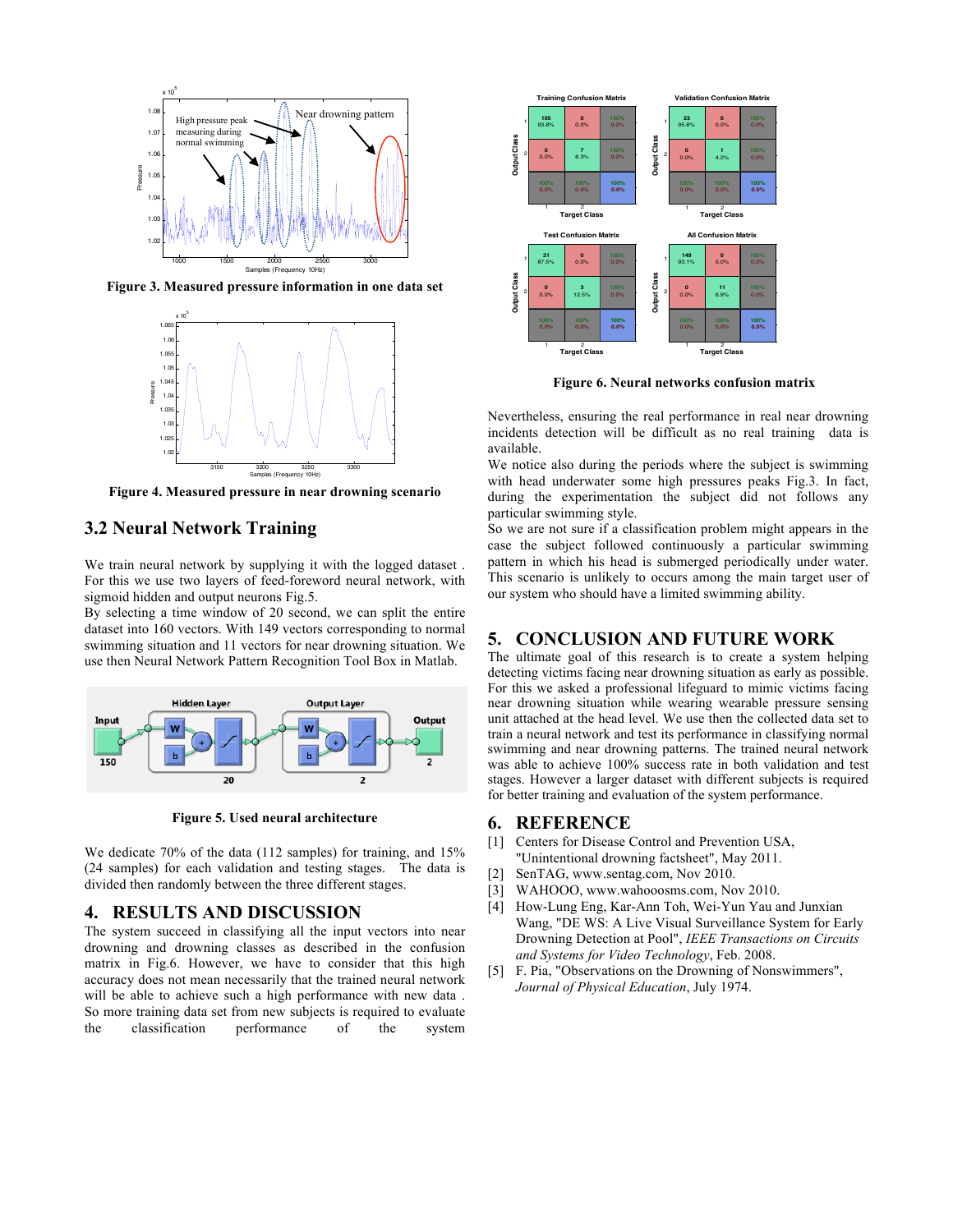x 10^5

1.08

1.07

1.06

1.05

1.04

1.03

1.02

Pressure

High pressure peak measuring during normal swimming

Near drowning pattern

1000 1500 2000 2500 3000

Samples (Frequency 10Hz)

**Figure 3. Measured pressure information in one data set**

x 10^5

1.065

1.06

1.055

1.05

1.045

1.04

1.035

1.03

1.025

1.02

Pressure

3150 3200 3250 3300

Samples (Frequency 10Hz)

**Figure 4. Measured pressure in near drowning scenario**

## 3.2 Neural Network Training

We train neural network by supplying it with the logged dataset . For this we use two layers of feed-foreword neural network, with sigmoid hidden and output neurons Fig.5.

By selecting a time window of 20 second, we can split the entire dataset into 160 vectors. With 149 vectors corresponding to normal swimming situation and 11 vectors for near drowning situation. We use then Neural Network Pattern Recognition Tool Box in Matlab.

Input

150

Hidden Layer

W

b

20

Output Layer

W

b

2

Output

2

**Figure 5. Used neural architecture**

We dedicate 70% of the data (112 samples) for training, and 15% (24 samples) for each validation and testing stages. The data is divided then randomly between the three different stages.

## 4. RESULTS AND DISCUSSION

The system succeed in classifying all the input vectors into near drowning and drowning classes as described in the confusion matrix in Fig.6. However, we have to consider that this high accuracy does not mean necessarily that the trained neural network will be able to achieve such a high performance with new data . So more training data set from new subjects is required to evaluate the classification performance of the system

Training Confusion Matrix

Output Class

1: 105, 93.8% | 0, 0.0% | 100%, 0.0%

2: 0, 0.0% | 7, 6.3% | 100%, 0.0%

100%, 0.0% | 100%, 0.0% | 100%, 0.0%

1 2

Target Class

Validation Confusion Matrix

Output Class

1: 23, 95.8% | 0, 0.0% | 100%, 0.0%

2: 0, 0.0% | 1, 4.2% | 100%, 0.0%

100%, 0.0% | 100%, 0.0% | 100%, 0.0%

1 2

Target Class

Test Confusion Matrix

Output Class

1: 21, 87.5% | 0, 0.0% | 100%, 0.0%

2: 0, 0.0% | 3, 12.5% | 100%, 0.0%

100%, 0.0% | 100%, 0.0% | 100%, 0.0%

1 2

Target Class

All Confusion Matrix

Output Class

1: 149, 93.1% | 0, 0.0% | 100%, 0.0%

2: 0, 0.0% | 11, 6.9% | 100%, 0.0%

100%, 0.0% | 100%, 0.0% | 100%, 0.0%

1 2

Target Class

**Figure 6. Neural networks confusion matrix**

Nevertheless, ensuring the real performance in real near drowning incidents detection will be difficult as no real training data is available.

We notice also during the periods where the subject is swimming with head underwater some high pressures peaks Fig.3. In fact, during the experimentation the subject did not follows any particular swimming style.

So we are not sure if a classification problem might appears in the case the subject followed continuously a particular swimming pattern in which his head is submerged periodically under water. This scenario is unlikely to occurs among the main target user of our system who should have a limited swimming ability.

## 5. CONCLUSION AND FUTURE WORK

The ultimate goal of this research is to create a system helping detecting victims facing near drowning situation as early as possible. For this we asked a professional lifeguard to mimic victims facing near drowning situation while wearing wearable pressure sensing unit attached at the head level. We use then the collected data set to train a neural network and test its performance in classifying normal swimming and near drowning patterns. The trained neural network was able to achieve 100% success rate in both validation and test stages. However a larger dataset with different subjects is required for better training and evaluation of the system performance.

## 6. REFERENCE

[1] Centers for Disease Control and Prevention USA, "Unintentional drowning factsheet", May 2011.

[2] SenTAG, www.sentag.com, Nov 2010.

[3] WAHOOO, www.wahooosms.com, Nov 2010.

[4] How-Lung Eng, Kar-Ann Toh, Wei-Yun Yau and Junxian Wang, "DE WS: A Live Visual Surveillance System for Early Drowning Detection at Pool", *IEEE Transactions on Circuits and Systems for Video Technology*, Feb. 2008.

[5] F. Pia, "Observations on the Drowning of Nonswimmers", *Journal of Physical Education*, July 1974.